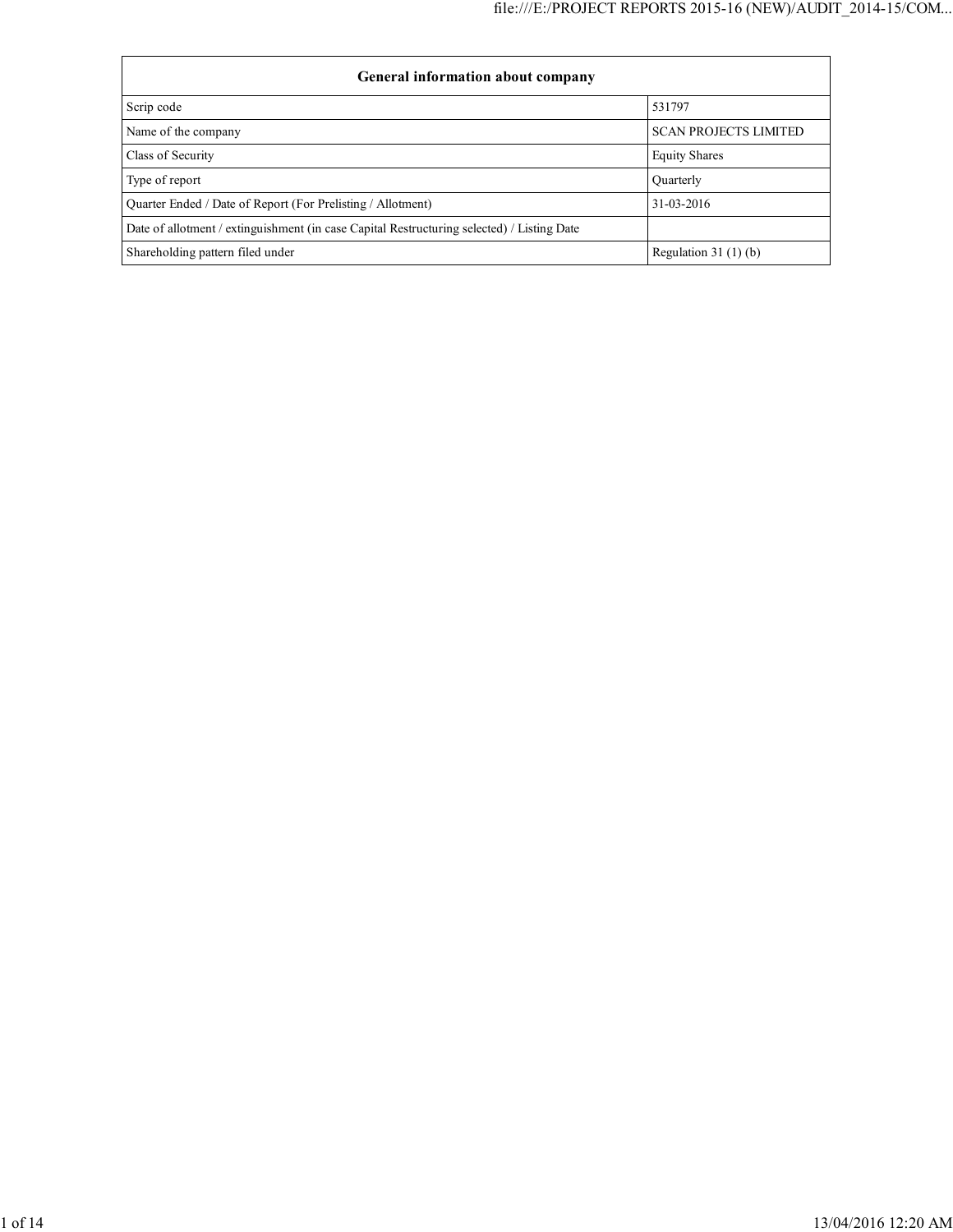| General information about company | |
|---|---|
| Scrip code | 531797 |
| Name of the company | SCAN PROJECTS LIMITED |
| Class of Security | Equity Shares |
| Type of report | Quarterly |
| Quarter Ended / Date of Report (For Prelisting / Allotment) | 31-03-2016 |
| Date of allotment / extinguishment (in case Capital Restructuring selected) / Listing Date | |
| Shareholding pattern filed under | Regulation 31 (1) (b) |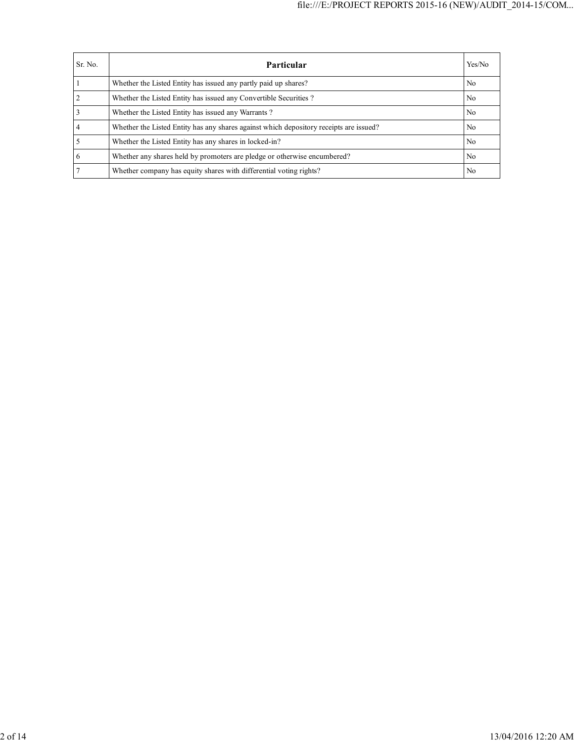| Sr. No. | Particular | Yes/No |
|---|---|---|
| 1 | Whether the Listed Entity has issued any partly paid up shares? | No |
| 2 | Whether the Listed Entity has issued any Convertible Securities ? | No |
| 3 | Whether the Listed Entity has issued any Warrants ? | No |
| 4 | Whether the Listed Entity has any shares against which depository receipts are issued? | No |
| 5 | Whether the Listed Entity has any shares in locked-in? | No |
| 6 | Whether any shares held by promoters are pledge or otherwise encumbered? | No |
| 7 | Whether company has equity shares with differential voting rights? | No |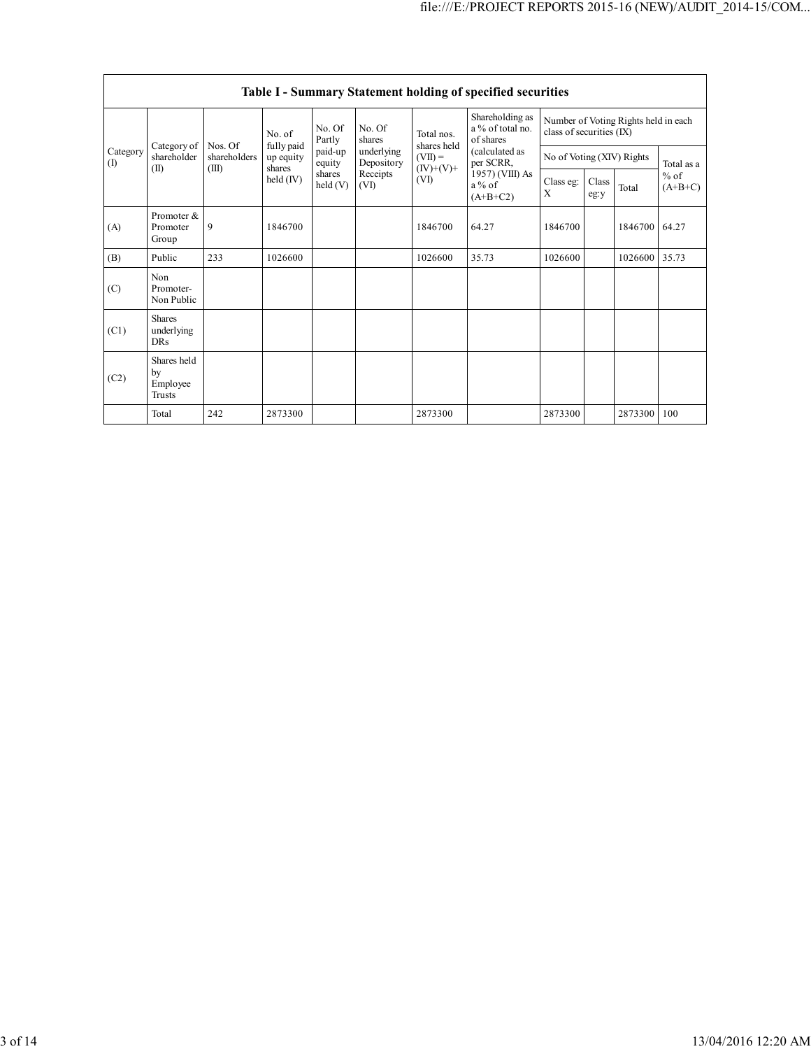| Table I - Summary Statement holding of specified securities | | | | | | | | | | | |
|---|---|---|---|---|---|---|---|---|---|---|---|
| Category (I) | Category of shareholder (II) | Nos. Of shareholders (III) | No. of fully paid up equity shares held (IV) | No. Of Partly paid-up equity shares held (V) | No. Of shares underlying Depository Receipts (VI) | Total nos. shares held (VII) = (IV)+(V)+ (VI) | Shareholding as a % of total no. of shares (calculated as per SCRR, 1957) (VIII) As a % of (A+B+C2) | Number of Voting Rights held in each class of securities (IX) | | | |
| | | | | | | | | No of Voting (XIV) Rights | | | Total as a % of (A+B+C) |
| | | | | | | | | Class eg: X | Class eg:y | Total | |
| (A) | Promoter & Promoter Group | 9 | 1846700 | | | 1846700 | 64.27 | 1846700 | | 1846700 | 64.27 |
| (B) | Public | 233 | 1026600 | | | 1026600 | 35.73 | 1026600 | | 1026600 | 35.73 |
| (C) | Non Promoter- Non Public | | | | | | | | | | |
| (C1) | Shares underlying DRs | | | | | | | | | | |
| (C2) | Shares held by Employee Trusts | | | | | | | | | | |
| | Total | 242 | 2873300 | | | 2873300 | | 2873300 | | 2873300 | 100 |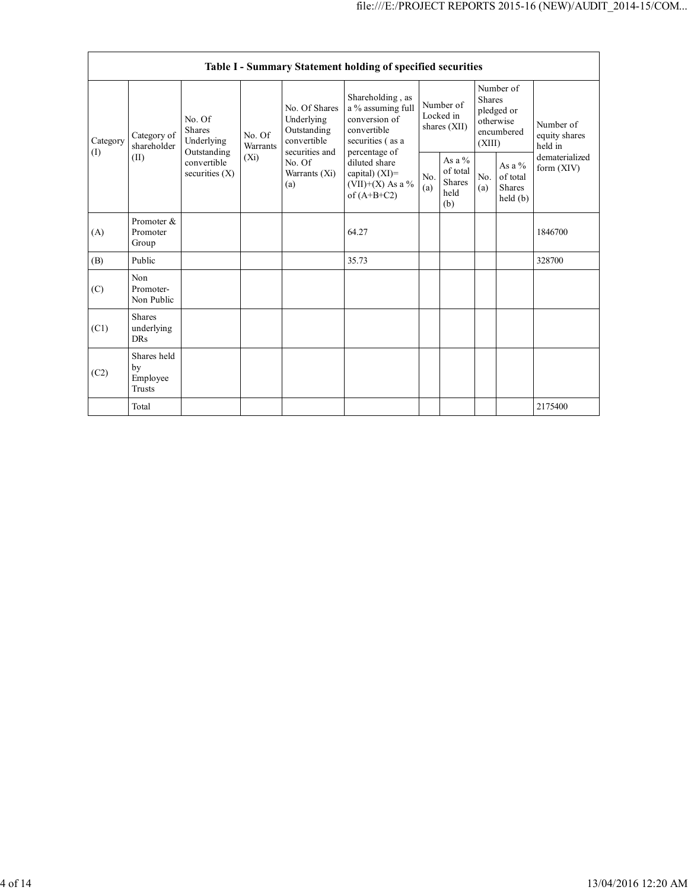| Table I - Summary Statement holding of specified securities | | | | | | | | | | |
|---|---|---|---|---|---|---|---|---|---|---|
| Category (I) | Category of shareholder (II) | No. Of Shares Underlying Outstanding convertible securities (X) | No. Of Warrants (Xi) | No. Of Shares Underlying Outstanding convertible securities and No. Of Warrants (Xi) (a) | Shareholding , as a % assuming full conversion of convertible securities ( as a percentage of diluted share capital) (XI)= (VII)+(X) As a % of (A+B+C2) | Number of Locked in shares (XII) | | Number of Shares pledged or otherwise encumbered (XIII) | | Number of equity shares held in dematerialized form (XIV) |
| | | | | | | No. (a) | As a % of total Shares held (b) | No. (a) | As a % of total Shares held (b) | |
| (A) | Promoter & Promoter Group | | | | 64.27 | | | | | 1846700 |
| (B) | Public | | | | 35.73 | | | | | 328700 |
| (C) | Non Promoter- Non Public | | | | | | | | | |
| (C1) | Shares underlying DRs | | | | | | | | | |
| (C2) | Shares held by Employee Trusts | | | | | | | | | |
| | Total | | | | | | | | | 2175400 |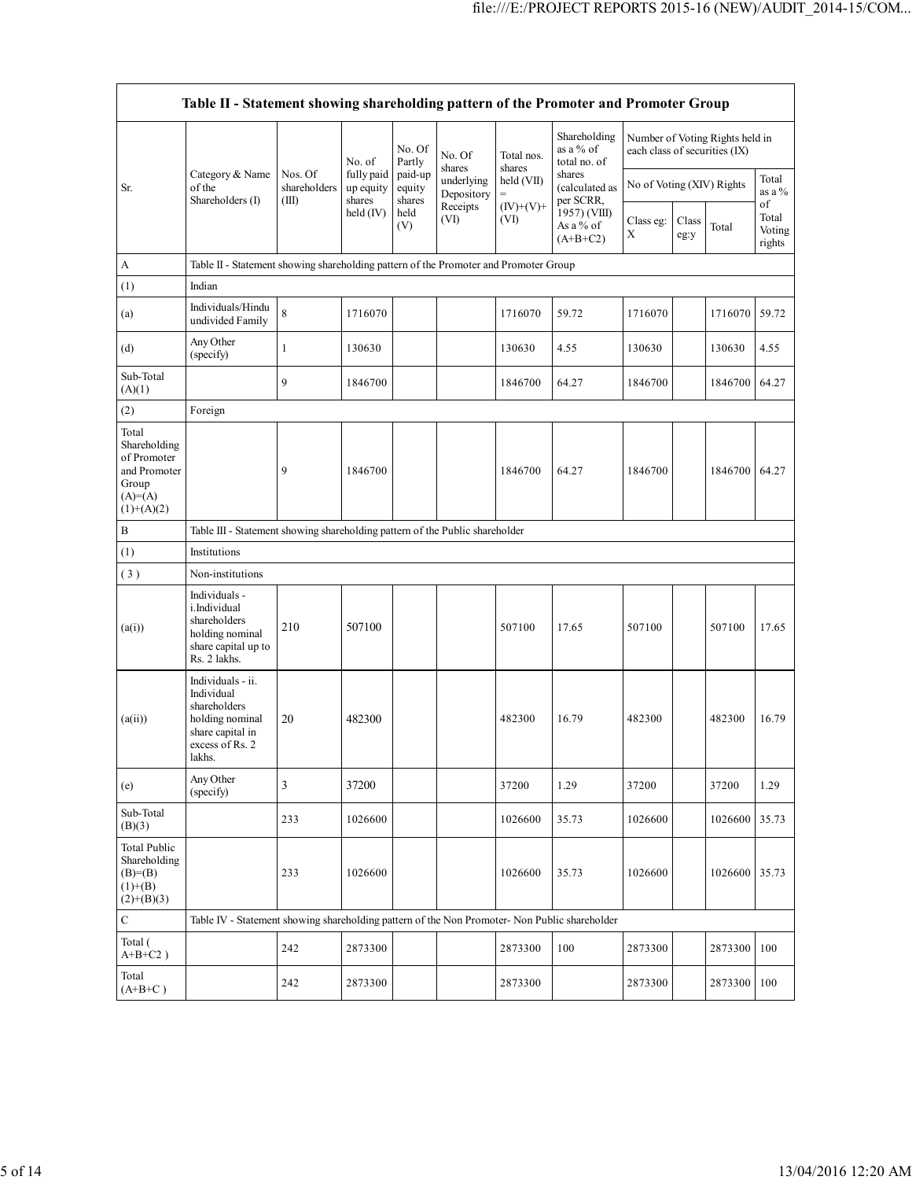| Table II - Statement showing shareholding pattern of the Promoter and Promoter Group | | | | | | | | | | | | |
|---|---|---|---|---|---|---|---|---|---|---|---|---|
| Sr. | Category & Name of the Shareholders (I) | Nos. Of shareholders (III) | No. of fully paid up equity shares held (IV) | No. Of Partly paid-up equity shares held (V) | No. Of shares underlying Depository Receipts (VI) | Total nos. shares held (VII) = (IV)+(V)+ (VI) | Shareholding as a % of total no. of shares (calculated as per SCRR, 1957) (VIII) As a % of (A+B+C2) | Number of Voting Rights held in each class of securities (IX) | | | |
| | | | | | | | | No of Voting (XIV) Rights | | | Total as a % of Total Voting rights |
| | | | | | | | | Class eg: X | Class eg:y | Total | |
| A | Table II - Statement showing shareholding pattern of the Promoter and Promoter Group | | | | | | | | | | |
| (1) | Indian | | | | | | | | | | |
| (a) | Individuals/Hindu undivided Family | 8 | 1716070 | | | 1716070 | 59.72 | 1716070 | | 1716070 | 59.72 |
| (d) | Any Other (specify) | 1 | 130630 | | | 130630 | 4.55 | 130630 | | 130630 | 4.55 |
| Sub-Total (A)(1) | | 9 | 1846700 | | | 1846700 | 64.27 | 1846700 | | 1846700 | 64.27 |
| (2) | Foreign | | | | | | | | | | |
| Total Shareholding of Promoter and Promoter Group (A)=(A)(1)+(A)(2) | | 9 | 1846700 | | | 1846700 | 64.27 | 1846700 | | 1846700 | 64.27 |
| B | Table III - Statement showing shareholding pattern of the Public shareholder | | | | | | | | | | |
| (1) | Institutions | | | | | | | | | | |
| ( 3 ) | Non-institutions | | | | | | | | | | |
| (a(i)) | Individuals - i.Individual shareholders holding nominal share capital up to Rs. 2 lakhs. | 210 | 507100 | | | 507100 | 17.65 | 507100 | | 507100 | 17.65 |
| (a(ii)) | Individuals - ii. Individual shareholders holding nominal share capital in excess of Rs. 2 lakhs. | 20 | 482300 | | | 482300 | 16.79 | 482300 | | 482300 | 16.79 |
| (e) | Any Other (specify) | 3 | 37200 | | | 37200 | 1.29 | 37200 | | 37200 | 1.29 |
| Sub-Total (B)(3) | | 233 | 1026600 | | | 1026600 | 35.73 | 1026600 | | 1026600 | 35.73 |
| Total Public Shareholding (B)=(B)(1)+(B)(2)+(B)(3) | | 233 | 1026600 | | | 1026600 | 35.73 | 1026600 | | 1026600 | 35.73 |
| C | Table IV - Statement showing shareholding pattern of the Non Promoter- Non Public shareholder | | | | | | | | | | |
| Total ( A+B+C2 ) | | 242 | 2873300 | | | 2873300 | 100 | 2873300 | | 2873300 | 100 |
| Total (A+B+C ) | | 242 | 2873300 | | | 2873300 | | 2873300 | | 2873300 | 100 |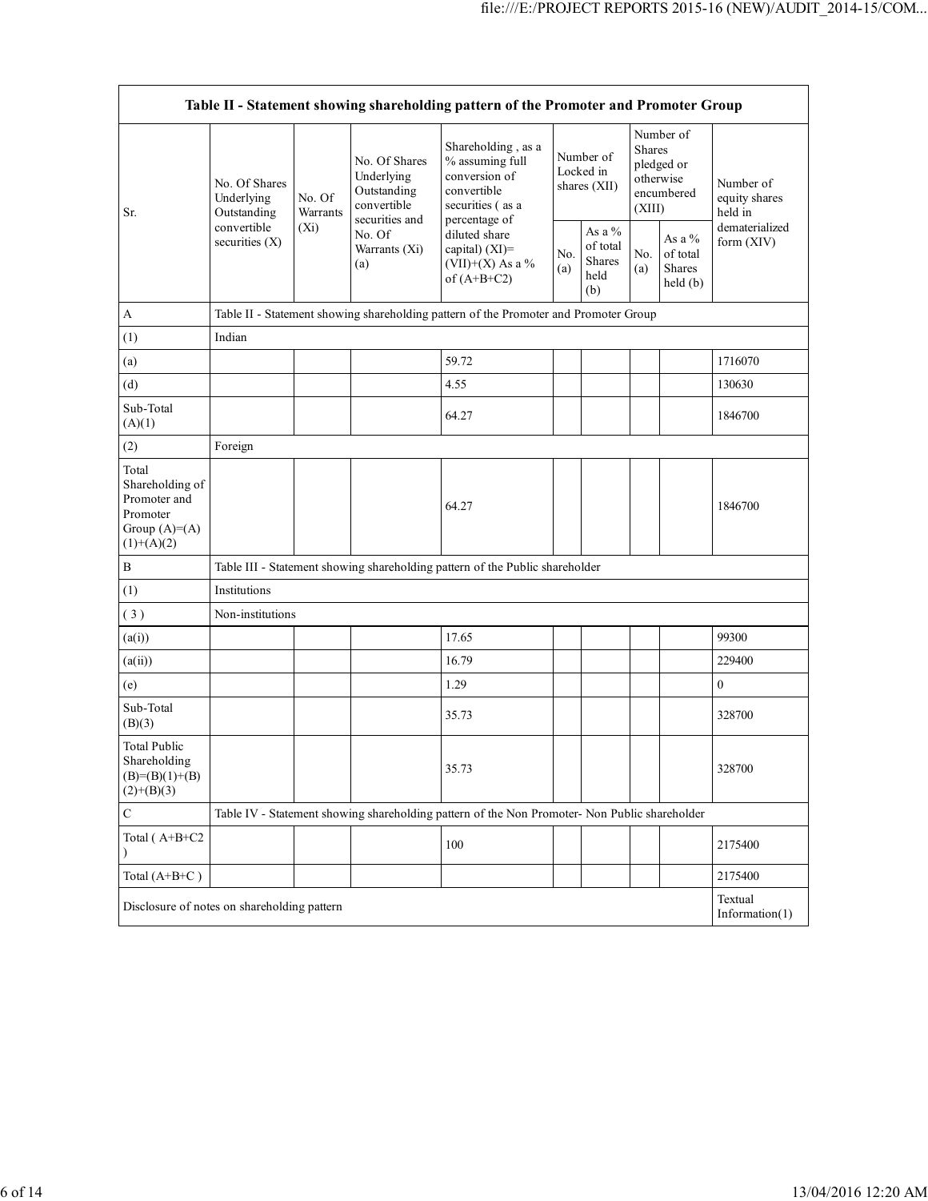| Table II - Statement showing shareholding pattern of the Promoter and Promoter Group | | | | | | | | | |
|---|---|---|---|---|---|---|---|---|---|
| Sr. | No. Of Shares Underlying Outstanding convertible securities (X) | No. Of Warrants (Xi) | No. Of Shares Underlying Outstanding convertible securities and No. Of Warrants (Xi) (a) | Shareholding , as a % assuming full conversion of convertible securities ( as a percentage of diluted share capital) (XI)= (VII)+(X) As a % of (A+B+C2) | Number of Locked in shares (XII) | | Number of Shares pledged or otherwise encumbered (XIII) | | Number of equity shares held in dematerialized form (XIV) |
| | | | | | No. (a) | As a % of total Shares held (b) | No. (a) | As a % of total Shares held (b) | |
| A | Table II - Statement showing shareholding pattern of the Promoter and Promoter Group | | | | | | | | |
| (1) | Indian | | | | | | | | |
| (a) | | | | 59.72 | | | | | 1716070 |
| (d) | | | | 4.55 | | | | | 130630 |
| Sub-Total (A)(1) | | | | 64.27 | | | | | 1846700 |
| (2) | Foreign | | | | | | | | |
| Total Shareholding of Promoter and Promoter Group (A)=(A)(1)+(A)(2) | | | | 64.27 | | | | | 1846700 |
| B | Table III - Statement showing shareholding pattern of the Public shareholder | | | | | | | | |
| (1) | Institutions | | | | | | | | |
| ( 3 ) | Non-institutions | | | | | | | | |
| (a(i)) | | | | 17.65 | | | | | 99300 |
| (a(ii)) | | | | 16.79 | | | | | 229400 |
| (e) | | | | 1.29 | | | | | 0 |
| Sub-Total (B)(3) | | | | 35.73 | | | | | 328700 |
| Total Public Shareholding (B)=(B)(1)+(B)(2)+(B)(3) | | | | 35.73 | | | | | 328700 |
| C | Table IV - Statement showing shareholding pattern of the Non Promoter- Non Public shareholder | | | | | | | | |
| Total ( A+B+C2 ) | | | | 100 | | | | | 2175400 |
| Total (A+B+C ) | | | | | | | | | 2175400 |
| Disclosure of notes on shareholding pattern | | | | | | | | | Textual Information(1) |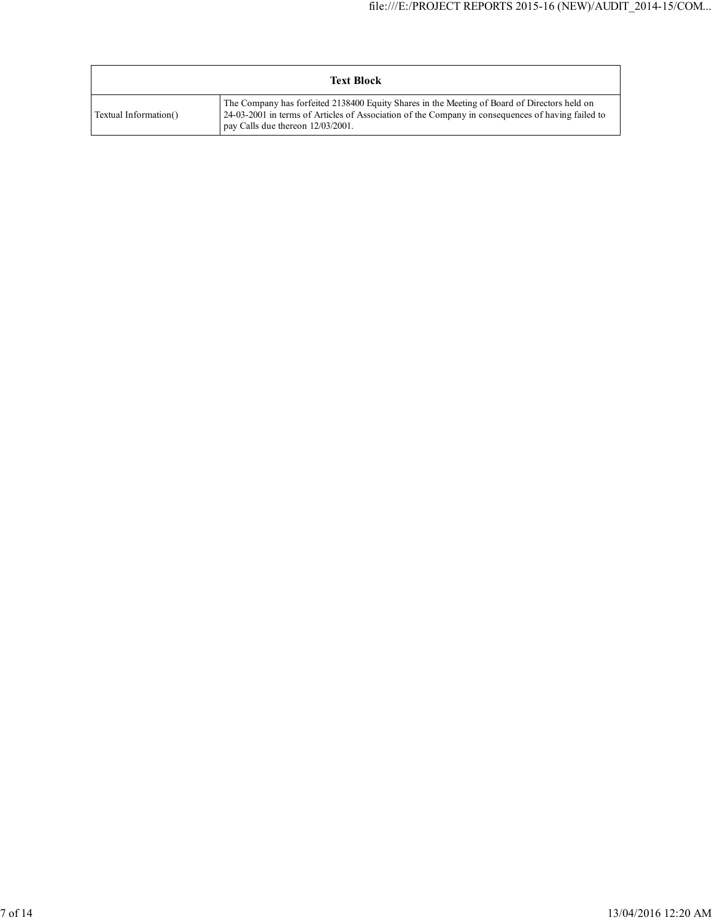| Text Block | |
|---|---|
| Textual Information() | The Company has forfeited 2138400 Equity Shares in the Meeting of Board of Directors held on 24-03-2001 in terms of Articles of Association of the Company in consequences of having failed to pay Calls due thereon 12/03/2001. |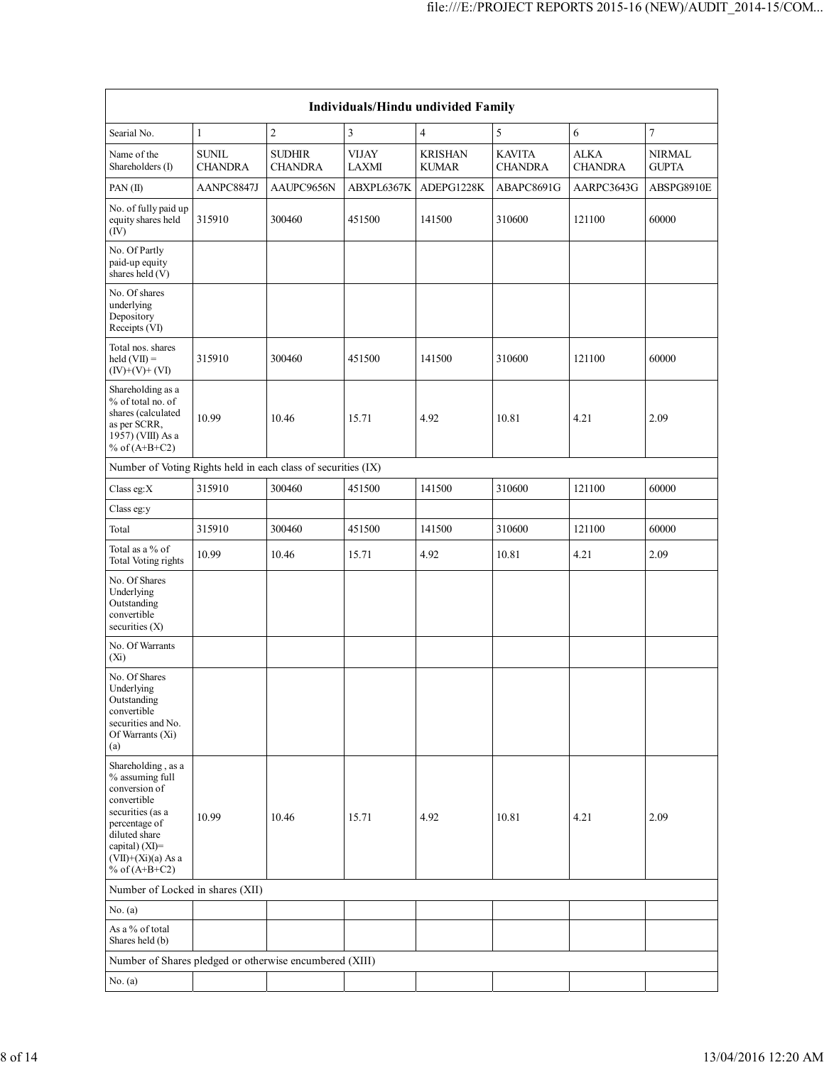| Individuals/Hindu undivided Family | | | | | | | |
|---|---|---|---|---|---|---|---|
| Searial No. | 1 | 2 | 3 | 4 | 5 | 6 | 7 |
| Name of the Shareholders (I) | SUNIL CHANDRA | SUDHIR CHANDRA | VIJAY LAXMI | KRISHAN KUMAR | KAVITA CHANDRA | ALKA CHANDRA | NIRMAL GUPTA |
| PAN (II) | AANPC8847J | AAUPC9656N | ABXPL6367K | ADEPG1228K | ABAPC8691G | AARPC3643G | ABSPG8910E |
| No. of fully paid up equity shares held (IV) | 315910 | 300460 | 451500 | 141500 | 310600 | 121100 | 60000 |
| No. Of Partly paid-up equity shares held (V) | | | | | | | |
| No. Of shares underlying Depository Receipts (VI) | | | | | | | |
| Total nos. shares held (VII) = (IV)+(V)+ (VI) | 315910 | 300460 | 451500 | 141500 | 310600 | 121100 | 60000 |
| Shareholding as a % of total no. of shares (calculated as per SCRR, 1957) (VIII) As a % of (A+B+C2) | 10.99 | 10.46 | 15.71 | 4.92 | 10.81 | 4.21 | 2.09 |
| Number of Voting Rights held in each class of securities (IX) | | | | | | | |
| Class eg:X | 315910 | 300460 | 451500 | 141500 | 310600 | 121100 | 60000 |
| Class eg:y | | | | | | | |
| Total | 315910 | 300460 | 451500 | 141500 | 310600 | 121100 | 60000 |
| Total as a % of Total Voting rights | 10.99 | 10.46 | 15.71 | 4.92 | 10.81 | 4.21 | 2.09 |
| No. Of Shares Underlying Outstanding convertible securities (X) | | | | | | | |
| No. Of Warrants (Xi) | | | | | | | |
| No. Of Shares Underlying Outstanding convertible securities and No. Of Warrants (Xi) (a) | | | | | | | |
| Shareholding , as a % assuming full conversion of convertible securities (as a percentage of diluted share capital) (XI)= (VII)+(Xi)(a) As a % of (A+B+C2) | 10.99 | 10.46 | 15.71 | 4.92 | 10.81 | 4.21 | 2.09 |
| Number of Locked in shares (XII) | | | | | | | |
| No. (a) | | | | | | | |
| As a % of total Shares held (b) | | | | | | | |
| Number of Shares pledged or otherwise encumbered (XIII) | | | | | | | |
| No. (a) | | | | | | | |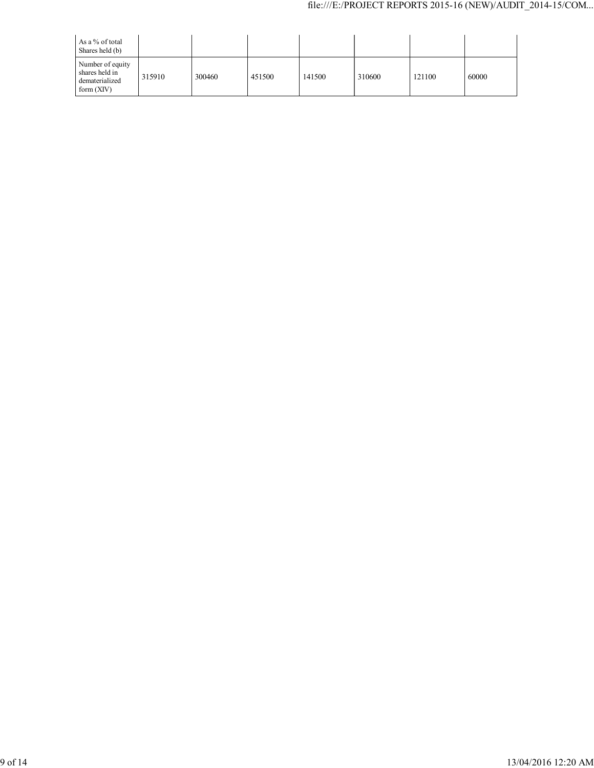| As a % of total Shares held (b) | | | | | | | |
|---|---|---|---|---|---|---|---|
| Number of equity shares held in dematerialized form (XIV) | 315910 | 300460 | 451500 | 141500 | 310600 | 121100 | 60000 |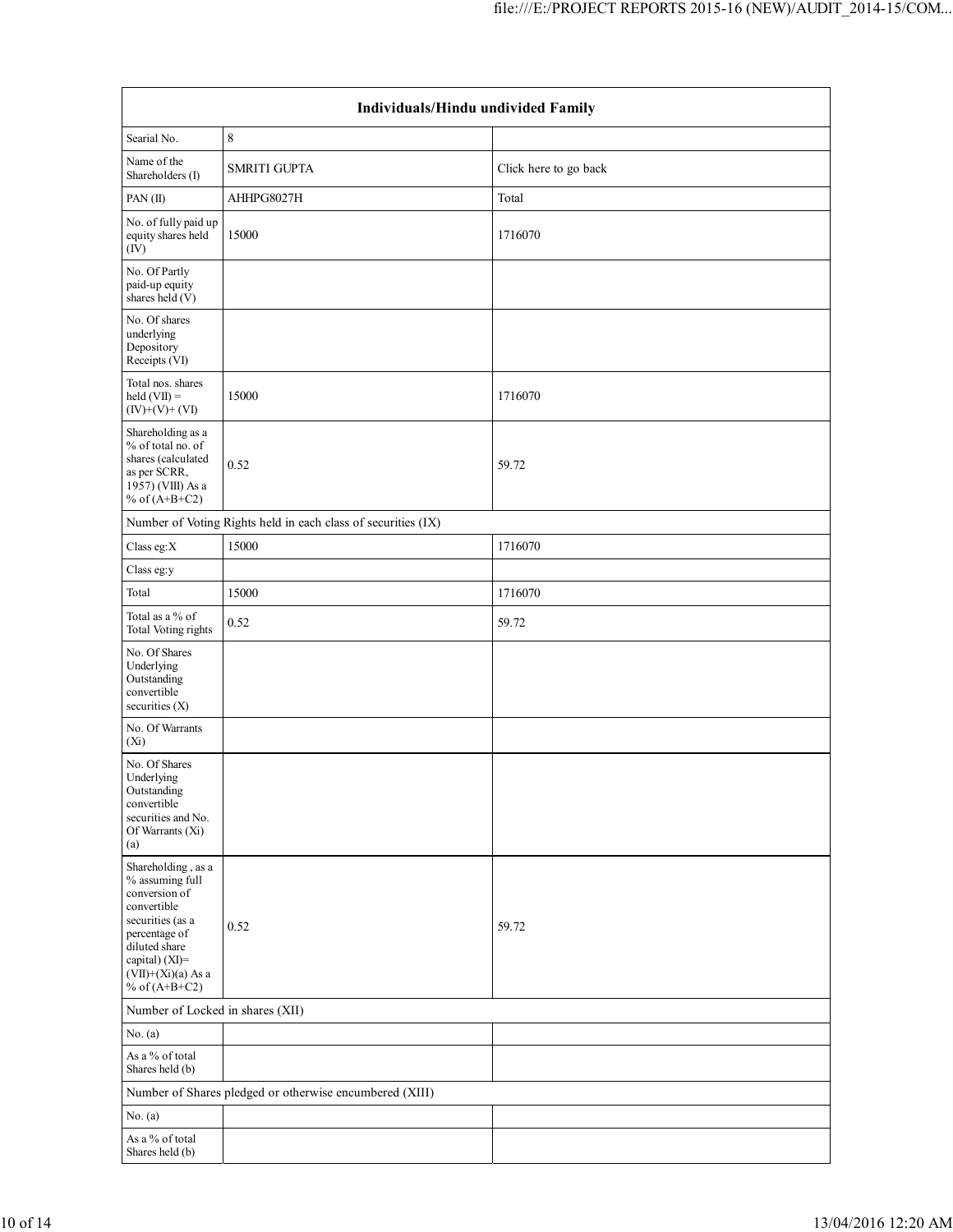| Individuals/Hindu undivided Family | | |
|---|---|---|
| Searial No. | 8 | |
| Name of the Shareholders (I) | SMRITI GUPTA | Click here to go back |
| PAN (II) | AHHPG8027H | Total |
| No. of fully paid up equity shares held (IV) | 15000 | 1716070 |
| No. Of Partly paid-up equity shares held (V) | | |
| No. Of shares underlying Depository Receipts (VI) | | |
| Total nos. shares held (VII) = (IV)+(V)+ (VI) | 15000 | 1716070 |
| Shareholding as a % of total no. of shares (calculated as per SCRR, 1957) (VIII) As a % of (A+B+C2) | 0.52 | 59.72 |
| Number of Voting Rights held in each class of securities (IX) | | |
| Class eg:X | 15000 | 1716070 |
| Class eg:y | | |
| Total | 15000 | 1716070 |
| Total as a % of Total Voting rights | 0.52 | 59.72 |
| No. Of Shares Underlying Outstanding convertible securities (X) | | |
| No. Of Warrants (Xi) | | |
| No. Of Shares Underlying Outstanding convertible securities and No. Of Warrants (Xi) (a) | | |
| Shareholding , as a % assuming full conversion of convertible securities (as a percentage of diluted share capital) (XI)= (VII)+(Xi)(a) As a % of (A+B+C2) | 0.52 | 59.72 |
| Number of Locked in shares (XII) | | |
| No. (a) | | |
| As a % of total Shares held (b) | | |
| Number of Shares pledged or otherwise encumbered (XIII) | | |
| No. (a) | | |
| As a % of total Shares held (b) | | |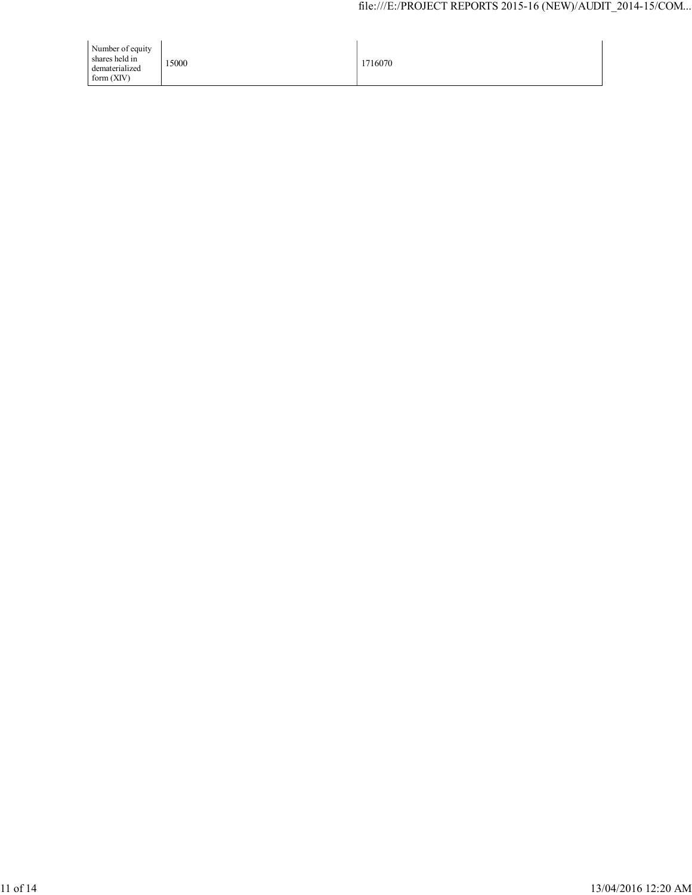| Number of equity shares held in dematerialized form (XIV) | 15000 | 1716070 |
|---|---|---|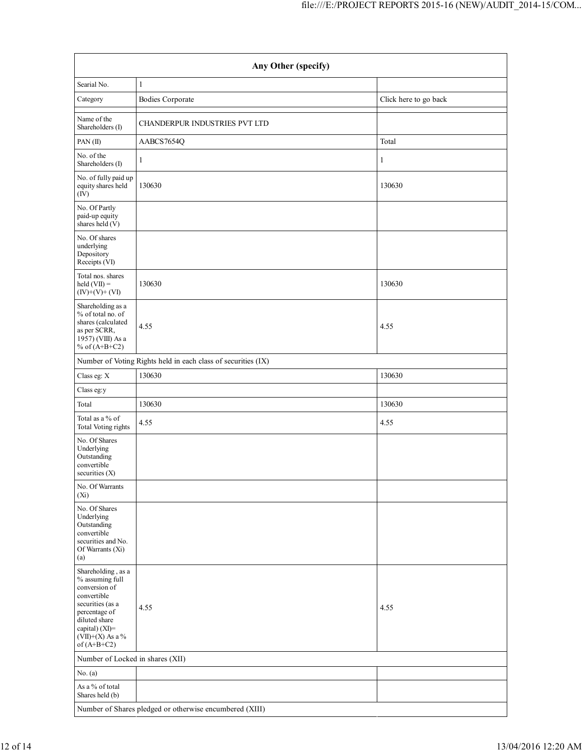| Any Other (specify) | | |
|---|---|---|
| Searial No. | 1 | |
| Category | Bodies Corporate | Click here to go back |
| | | |
| Name of the Shareholders (I) | CHANDERPUR INDUSTRIES PVT LTD | |
| PAN (II) | AABCS7654Q | Total |
| No. of the Shareholders (I) | 1 | 1 |
| No. of fully paid up equity shares held (IV) | 130630 | 130630 |
| No. Of Partly paid-up equity shares held (V) | | |
| No. Of shares underlying Depository Receipts (VI) | | |
| Total nos. shares held (VII) = (IV)+(V)+ (VI) | 130630 | 130630 |
| Shareholding as a % of total no. of shares (calculated as per SCRR, 1957) (VIII) As a % of (A+B+C2) | 4.55 | 4.55 |
| Number of Voting Rights held in each class of securities (IX) | | |
| Class eg: X | 130630 | 130630 |
| Class eg:y | | |
| Total | 130630 | 130630 |
| Total as a % of Total Voting rights | 4.55 | 4.55 |
| No. Of Shares Underlying Outstanding convertible securities (X) | | |
| No. Of Warrants (Xi) | | |
| No. Of Shares Underlying Outstanding convertible securities and No. Of Warrants (Xi) (a) | | |
| Shareholding , as a % assuming full conversion of convertible securities (as a percentage of diluted share capital) (XI)= (VII)+(X) As a % of (A+B+C2) | 4.55 | 4.55 |
| Number of Locked in shares (XII) | | |
| No. (a) | | |
| As a % of total Shares held (b) | | |
| Number of Shares pledged or otherwise encumbered (XIII) | | |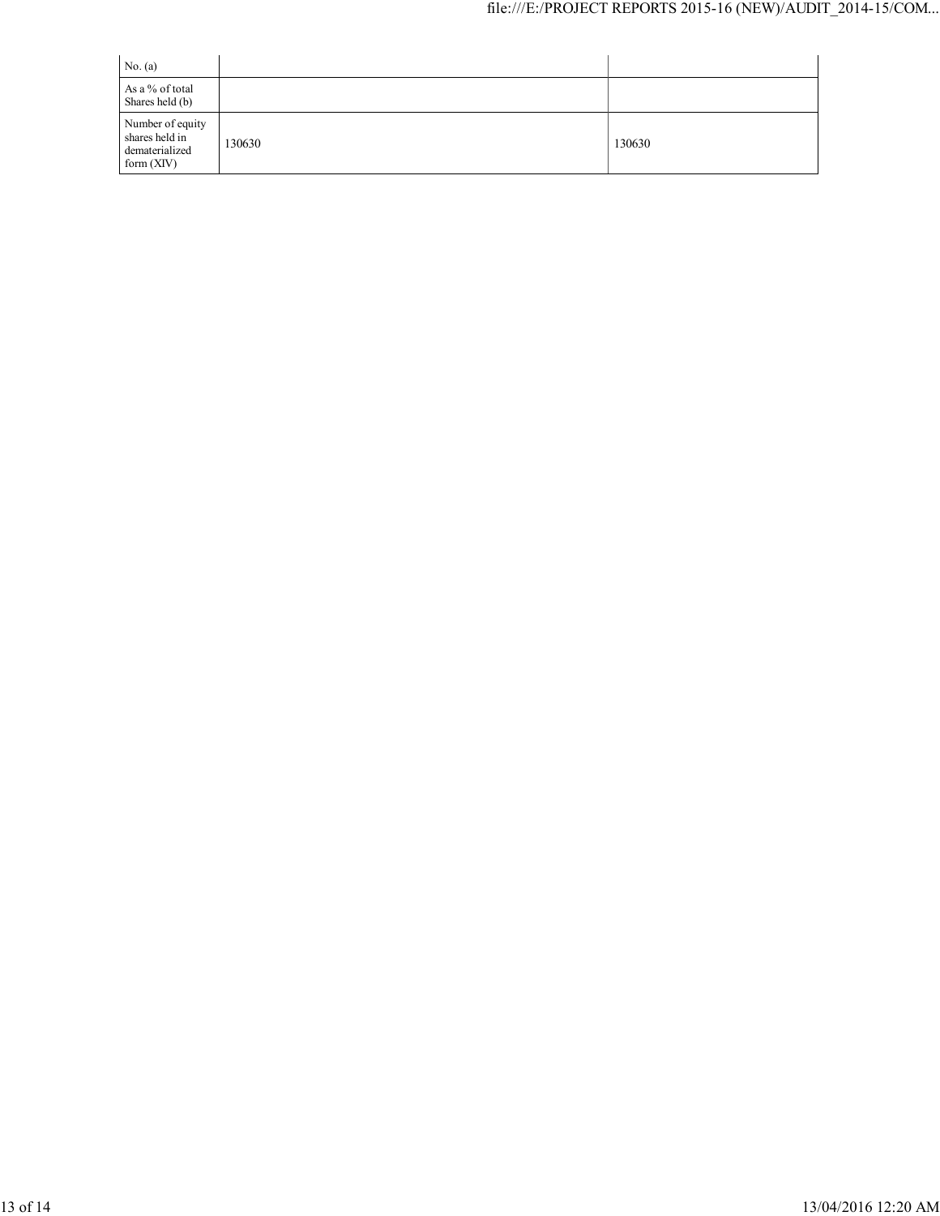| | | |
|---|---|---|
| No. (a) | | |
| As a % of total Shares held (b) | | |
| Number of equity shares held in dematerialized form (XIV) | 130630 | 130630 |